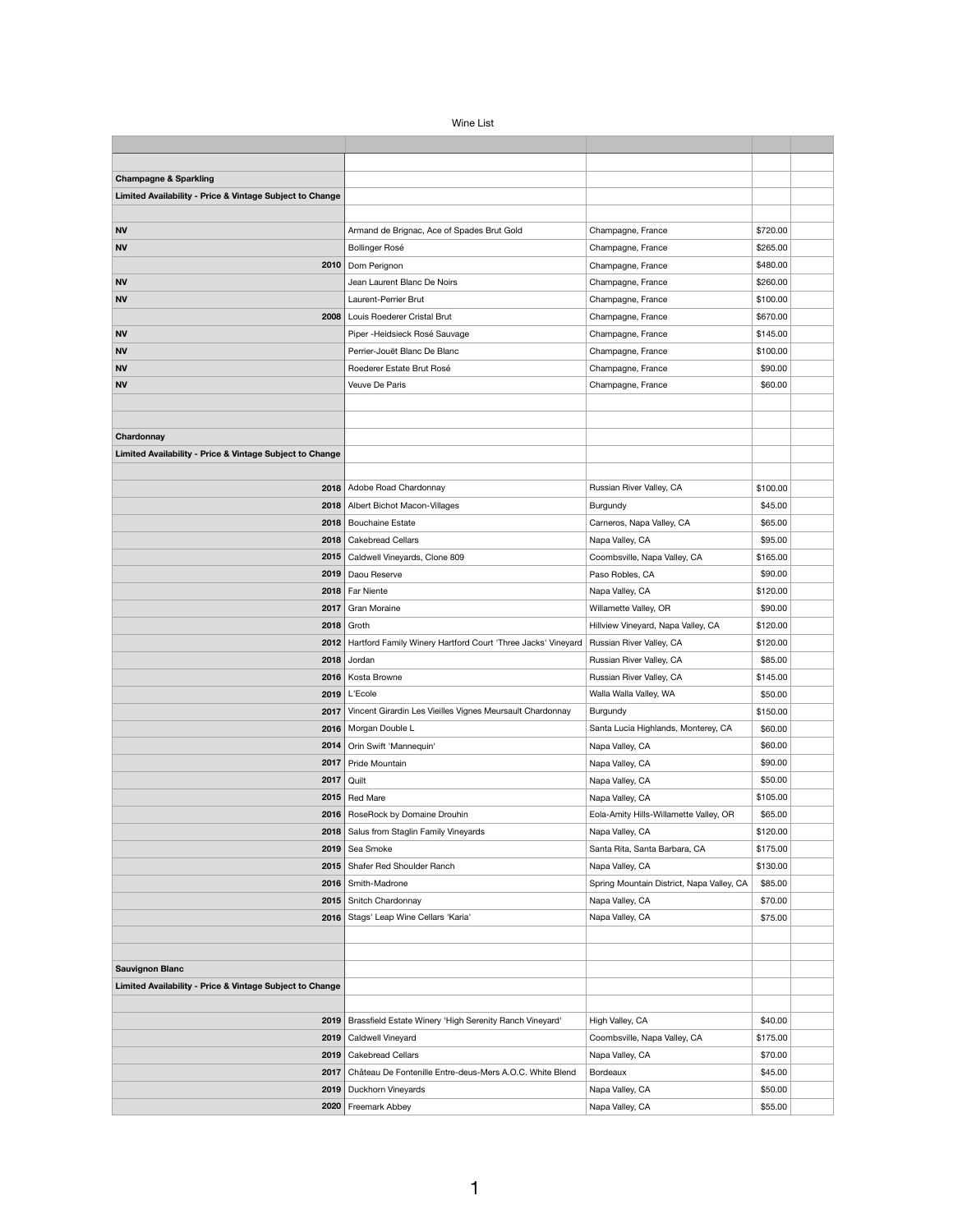Wine List

| | | | | |
|---|---|---|---|---|
| | | | | |
| **Champagne & Sparkling** | | | | |
| **Limited Availability - Price & Vintage Subject to Change** | | | | |
| | | | | |
| **NV** | Armand de Brignac, Ace of Spades Brut Gold | Champagne, France | $720.00 | |
| **NV** | Bollinger Rosé | Champagne, France | $265.00 | |
| **2010** | Dom Perignon | Champagne, France | $480.00 | |
| **NV** | Jean Laurent Blanc De Noirs | Champagne, France | $260.00 | |
| **NV** | Laurent-Perrier Brut | Champagne, France | $100.00 | |
| **2008** | Louis Roederer Cristal Brut | Champagne, France | $670.00 | |
| **NV** | Piper -Heidsieck Rosé Sauvage | Champagne, France | $145.00 | |
| **NV** | Perrier-Jouët Blanc De Blanc | Champagne, France | $100.00 | |
| **NV** | Roederer Estate Brut Rosé | Champagne, France | $90.00 | |
| **NV** | Veuve De Paris | Champagne, France | $60.00 | |
| | | | | |
| | | | | |
| **Chardonnay** | | | | |
| **Limited Availability - Price & Vintage Subject to Change** | | | | |
| | | | | |
| **2018** | Adobe Road Chardonnay | Russian River Valley, CA | $100.00 | |
| **2018** | Albert Bichot Macon-Villages | Burgundy | $45.00 | |
| **2018** | Bouchaine Estate | Carneros, Napa Valley, CA | $65.00 | |
| **2018** | Cakebread Cellars | Napa Valley, CA | $95.00 | |
| **2015** | Caldwell Vineyards, Clone 809 | Coombsville, Napa Valley, CA | $165.00 | |
| **2019** | Daou Reserve | Paso Robles, CA | $90.00 | |
| **2018** | Far Niente | Napa Valley, CA | $120.00 | |
| **2017** | Gran Moraine | Willamette Valley, OR | $90.00 | |
| **2018** | Groth | Hillview Vineyard, Napa Valley, CA | $120.00 | |
| **2012** | Hartford Family Winery Hartford Court 'Three Jacks' Vineyard | Russian River Valley, CA | $120.00 | |
| **2018** | Jordan | Russian River Valley, CA | $85.00 | |
| **2016** | Kosta Browne | Russian River Valley, CA | $145.00 | |
| **2019** | L'Ecole | Walla Walla Valley, WA | $50.00 | |
| **2017** | Vincent Girardin Les Vieilles Vignes Meursault Chardonnay | Burgundy | $150.00 | |
| **2016** | Morgan Double L | Santa Lucia Highlands, Monterey, CA | $60.00 | |
| **2014** | Orin Swift 'Mannequin' | Napa Valley, CA | $60.00 | |
| **2017** | Pride Mountain | Napa Valley, CA | $90.00 | |
| **2017** | Quilt | Napa Valley, CA | $50.00 | |
| **2015** | Red Mare | Napa Valley, CA | $105.00 | |
| **2016** | RoseRock by Domaine Drouhin | Eola-Amity Hills-Willamette Valley, OR | $65.00 | |
| **2018** | Salus from Staglin Family Vineyards | Napa Valley, CA | $120.00 | |
| **2019** | Sea Smoke | Santa Rita, Santa Barbara, CA | $175.00 | |
| **2015** | Shafer Red Shoulder Ranch | Napa Valley, CA | $130.00 | |
| **2016** | Smith-Madrone | Spring Mountain District, Napa Valley, CA | $85.00 | |
| **2015** | Snitch Chardonnay | Napa Valley, CA | $70.00 | |
| **2016** | Stags' Leap Wine Cellars 'Karia' | Napa Valley, CA | $75.00 | |
| | | | | |
| | | | | |
| **Sauvignon Blanc** | | | | |
| **Limited Availability - Price & Vintage Subject to Change** | | | | |
| | | | | |
| **2019** | Brassfield Estate Winery 'High Serenity Ranch Vineyard' | High Valley, CA | $40.00 | |
| **2019** | Caldwell Vineyard | Coombsville, Napa Valley, CA | $175.00 | |
| **2019** | Cakebread Cellars | Napa Valley, CA | $70.00 | |
| **2017** | Château De Fontenille Entre-deus-Mers A.O.C. White Blend | Bordeaux | $45.00 | |
| **2019** | Duckhorn Vineyards | Napa Valley, CA | $50.00 | |
| **2020** | Freemark Abbey | Napa Valley, CA | $55.00 | |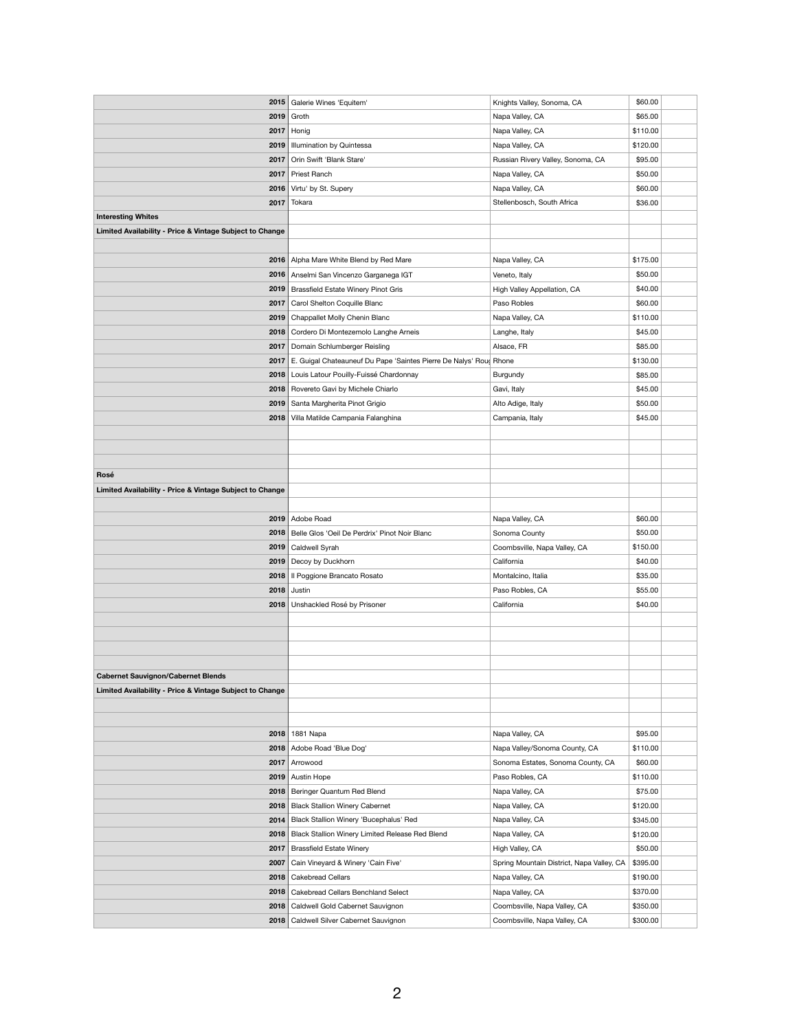| | | | | |
|---|---|---|---|---|
| 2015 | Galerie Wines 'Equitem' | Knights Valley, Sonoma, CA | $60.00 | |
| 2019 | Groth | Napa Valley, CA | $65.00 | |
| 2017 | Honig | Napa Valley, CA | $110.00 | |
| 2019 | Illumination by Quintessa | Napa Valley, CA | $120.00 | |
| 2017 | Orin Swift 'Blank Stare' | Russian Rivery Valley, Sonoma, CA | $95.00 | |
| 2017 | Priest Ranch | Napa Valley, CA | $50.00 | |
| 2016 | Virtu' by St. Supery | Napa Valley, CA | $60.00 | |
| 2017 | Tokara | Stellenbosch, South Africa | $36.00 | |
| **Interesting Whites** | | | | |
| **Limited Availability - Price & Vintage Subject to Change** | | | | |
| | | | | |
| 2016 | Alpha Mare White Blend by Red Mare | Napa Valley, CA | $175.00 | |
| 2016 | Anselmi San Vincenzo Garganega IGT | Veneto, Italy | $50.00 | |
| 2019 | Brassfield Estate Winery Pinot Gris | High Valley Appellation, CA | $40.00 | |
| 2017 | Carol Shelton Coquille Blanc | Paso Robles | $60.00 | |
| 2019 | Chappallet Molly Chenin Blanc | Napa Valley, CA | $110.00 | |
| 2018 | Cordero Di Montezemolo Langhe Arneis | Langhe, Italy | $45.00 | |
| 2017 | Domain Schlumberger Reisling | Alsace, FR | $85.00 | |
| 2017 | E. Guigal Chateauneuf Du Pape 'Saintes Pierre De Nalys' Roug | Rhone | $130.00 | |
| 2018 | Louis Latour Pouilly-Fuissé Chardonnay | Burgundy | $85.00 | |
| 2018 | Rovereto Gavi by Michele Chiarlo | Gavi, Italy | $45.00 | |
| 2019 | Santa Margherita Pinot Grigio | Alto Adige, Italy | $50.00 | |
| 2018 | Villa Matilde Campania Falanghina | Campania, Italy | $45.00 | |
| | | | | |
| | | | | |
| | | | | |
| **Rosé** | | | | |
| **Limited Availability - Price & Vintage Subject to Change** | | | | |
| | | | | |
| 2019 | Adobe Road | Napa Valley, CA | $60.00 | |
| 2018 | Belle Glos 'Oeil De Perdrix' Pinot Noir Blanc | Sonoma County | $50.00 | |
| 2019 | Caldwell Syrah | Coombsville, Napa Valley, CA | $150.00 | |
| 2019 | Decoy by Duckhorn | California | $40.00 | |
| 2018 | Il Poggione Brancato Rosato | Montalcino, Italia | $35.00 | |
| 2018 | Justin | Paso Robles, CA | $55.00 | |
| 2018 | Unshackled Rosé by Prisoner | California | $40.00 | |
| | | | | |
| | | | | |
| | | | | |
| | | | | |
| **Cabernet Sauvignon/Cabernet Blends** | | | | |
| **Limited Availability - Price & Vintage Subject to Change** | | | | |
| | | | | |
| | | | | |
| 2018 | 1881 Napa | Napa Valley, CA | $95.00 | |
| 2018 | Adobe Road 'Blue Dog' | Napa Valley/Sonoma County, CA | $110.00 | |
| 2017 | Arrowood | Sonoma Estates, Sonoma County, CA | $60.00 | |
| 2019 | Austin Hope | Paso Robles, CA | $110.00 | |
| 2018 | Beringer Quantum Red Blend | Napa Valley, CA | $75.00 | |
| 2018 | Black Stallion Winery Cabernet | Napa Valley, CA | $120.00 | |
| 2014 | Black Stallion Winery 'Bucephalus' Red | Napa Valley, CA | $345.00 | |
| 2018 | Black Stallion Winery Limited Release Red Blend | Napa Valley, CA | $120.00 | |
| 2017 | Brassfield Estate Winery | High Valley, CA | $50.00 | |
| 2007 | Cain Vineyard & Winery 'Cain Five' | Spring Mountain District, Napa Valley, CA | $395.00 | |
| 2018 | Cakebread Cellars | Napa Valley, CA | $190.00 | |
| 2018 | Cakebread Cellars Benchland Select | Napa Valley, CA | $370.00 | |
| 2018 | Caldwell Gold Cabernet Sauvignon | Coombsville, Napa Valley, CA | $350.00 | |
| 2018 | Caldwell Silver Cabernet Sauvignon | Coombsville, Napa Valley, CA | $300.00 | |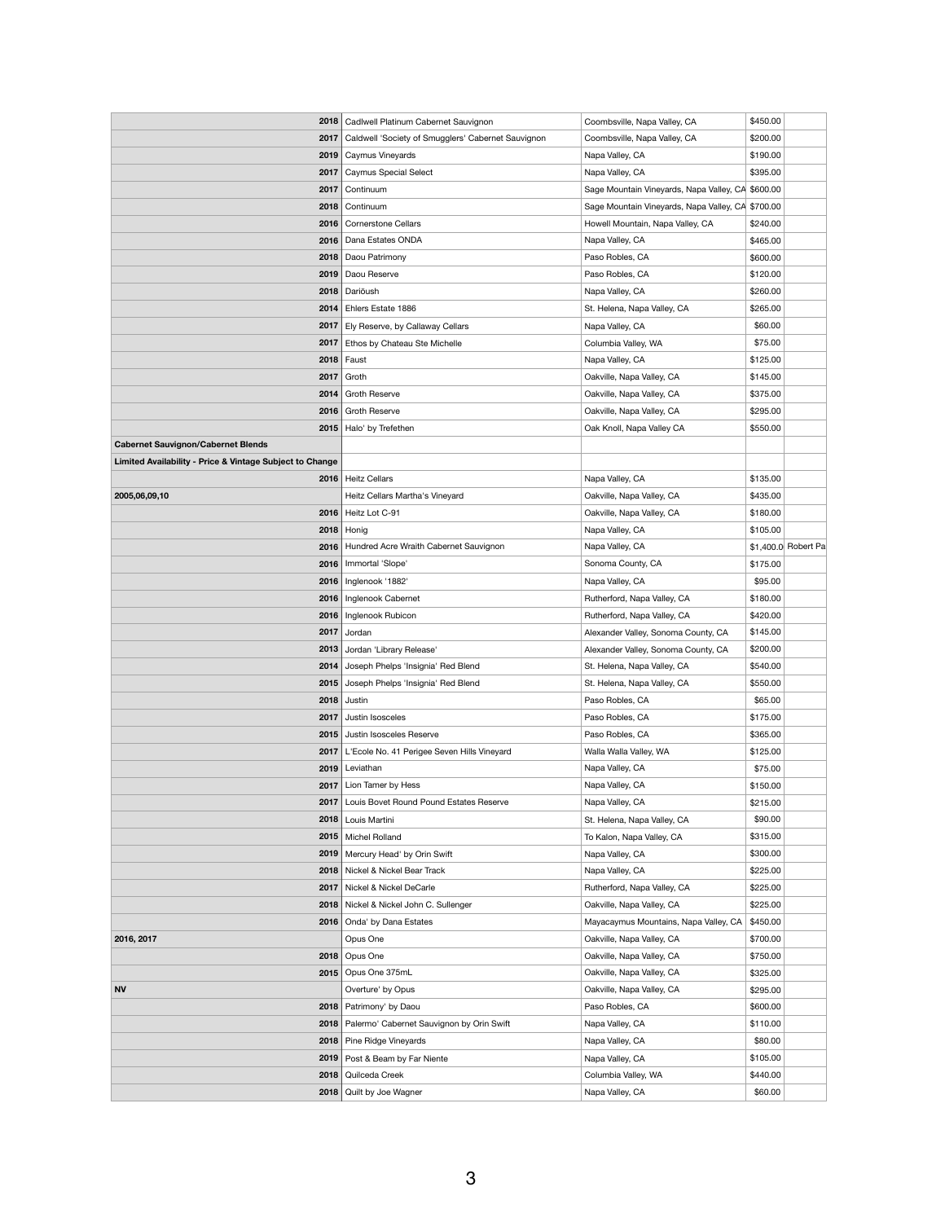| | | | | |
|---|---|---|---|---|
| 2018 | Cadlwell Platinum Cabernet Sauvignon | Coombsville, Napa Valley, CA | $450.00 | |
| 2017 | Caldwell 'Society of Smugglers' Cabernet Sauvignon | Coombsville, Napa Valley, CA | $200.00 | |
| 2019 | Caymus Vineyards | Napa Valley, CA | $190.00 | |
| 2017 | Caymus Special Select | Napa Valley, CA | $395.00 | |
| 2017 | Continuum | Sage Mountain Vineyards, Napa Valley, CA | $600.00 | |
| 2018 | Continuum | Sage Mountain Vineyards, Napa Valley, CA | $700.00 | |
| 2016 | Cornerstone Cellars | Howell Mountain, Napa Valley, CA | $240.00 | |
| 2016 | Dana Estates ONDA | Napa Valley, CA | $465.00 | |
| 2018 | Daou Patrimony | Paso Robles, CA | $600.00 | |
| 2019 | Daou Reserve | Paso Robles, CA | $120.00 | |
| 2018 | Dariöush | Napa Valley, CA | $260.00 | |
| 2014 | Ehlers Estate 1886 | St. Helena, Napa Valley, CA | $265.00 | |
| 2017 | Ely Reserve, by Callaway Cellars | Napa Valley, CA | $60.00 | |
| 2017 | Ethos by Chateau Ste Michelle | Columbia Valley, WA | $75.00 | |
| 2018 | Faust | Napa Valley, CA | $125.00 | |
| 2017 | Groth | Oakville, Napa Valley, CA | $145.00 | |
| 2014 | Groth Reserve | Oakville, Napa Valley, CA | $375.00 | |
| 2016 | Groth Reserve | Oakville, Napa Valley, CA | $295.00 | |
| 2015 | Halo' by Trefethen | Oak Knoll, Napa Valley CA | $550.00 | |
| **Cabernet Sauvignon/Cabernet Blends** | | | | |
| **Limited Availability - Price & Vintage Subject to Change** | | | | |
| 2016 | Heitz Cellars | Napa Valley, CA | $135.00 | |
| 2005,06,09,10 | Heitz Cellars Martha's Vineyard | Oakville, Napa Valley, CA | $435.00 | |
| 2016 | Heitz Lot C-91 | Oakville, Napa Valley, CA | $180.00 | |
| 2018 | Honig | Napa Valley, CA | $105.00 | |
| 2016 | Hundred Acre Wraith Cabernet Sauvignon | Napa Valley, CA | $1,400.0 | Robert Pa |
| 2016 | Immortal 'Slope' | Sonoma County, CA | $175.00 | |
| 2016 | Inglenook '1882' | Napa Valley, CA | $95.00 | |
| 2016 | Inglenook Cabernet | Rutherford, Napa Valley, CA | $180.00 | |
| 2016 | Inglenook Rubicon | Rutherford, Napa Valley, CA | $420.00 | |
| 2017 | Jordan | Alexander Valley, Sonoma County, CA | $145.00 | |
| 2013 | Jordan 'Library Release' | Alexander Valley, Sonoma County, CA | $200.00 | |
| 2014 | Joseph Phelps 'Insignia' Red Blend | St. Helena, Napa Valley, CA | $540.00 | |
| 2015 | Joseph Phelps 'Insignia' Red Blend | St. Helena, Napa Valley, CA | $550.00 | |
| 2018 | Justin | Paso Robles, CA | $65.00 | |
| 2017 | Justin Isosceles | Paso Robles, CA | $175.00 | |
| 2015 | Justin Isosceles Reserve | Paso Robles, CA | $365.00 | |
| 2017 | L'Ecole No. 41 Perigee Seven Hills Vineyard | Walla Walla Valley, WA | $125.00 | |
| 2019 | Leviathan | Napa Valley, CA | $75.00 | |
| 2017 | Lion Tamer by Hess | Napa Valley, CA | $150.00 | |
| 2017 | Louis Bovet Round Pound Estates Reserve | Napa Valley, CA | $215.00 | |
| 2018 | Louis Martini | St. Helena, Napa Valley, CA | $90.00 | |
| 2015 | Michel Rolland | To Kalon, Napa Valley, CA | $315.00 | |
| 2019 | Mercury Head' by Orin Swift | Napa Valley, CA | $300.00 | |
| 2018 | Nickel & Nickel Bear Track | Napa Valley, CA | $225.00 | |
| 2017 | Nickel & Nickel DeCarle | Rutherford, Napa Valley, CA | $225.00 | |
| 2018 | Nickel & Nickel John C. Sullenger | Oakville, Napa Valley, CA | $225.00 | |
| 2016 | Onda' by Dana Estates | Mayacaymus Mountains, Napa Valley, CA | $450.00 | |
| 2016, 2017 | Opus One | Oakville, Napa Valley, CA | $700.00 | |
| 2018 | Opus One | Oakville, Napa Valley, CA | $750.00 | |
| 2015 | Opus One 375mL | Oakville, Napa Valley, CA | $325.00 | |
| NV | Overture' by Opus | Oakville, Napa Valley, CA | $295.00 | |
| 2018 | Patrimony' by Daou | Paso Robles, CA | $600.00 | |
| 2018 | Palermo' Cabernet Sauvignon by Orin Swift | Napa Valley, CA | $110.00 | |
| 2018 | Pine Ridge Vineyards | Napa Valley, CA | $80.00 | |
| 2019 | Post & Beam by Far Niente | Napa Valley, CA | $105.00 | |
| 2018 | Quilceda Creek | Columbia Valley, WA | $440.00 | |
| 2018 | Quilt by Joe Wagner | Napa Valley, CA | $60.00 | |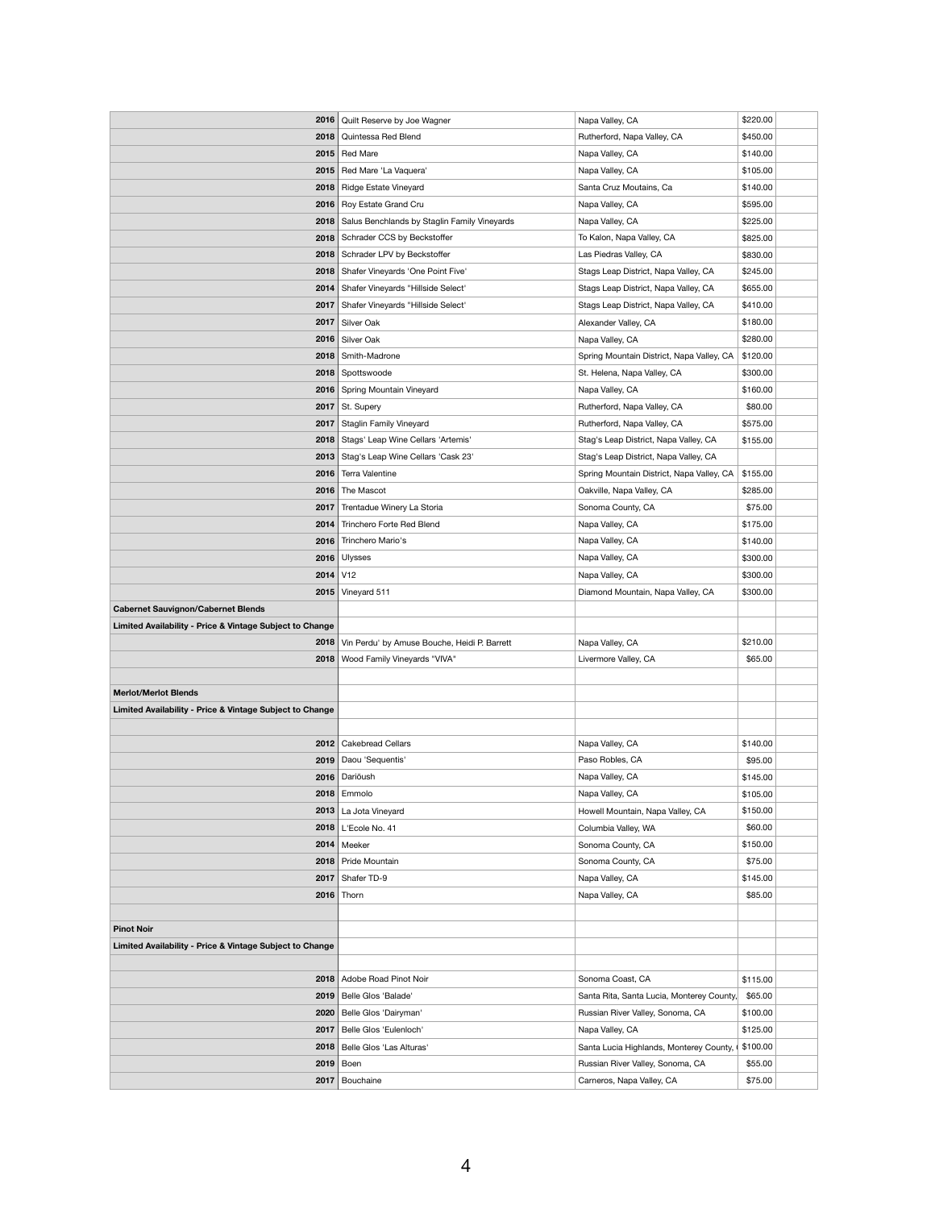| | | | | |
|---|---|---|---|---|
| 2016 | Quilt Reserve by Joe Wagner | Napa Valley, CA | $220.00 | |
| 2018 | Quintessa Red Blend | Rutherford, Napa Valley, CA | $450.00 | |
| 2015 | Red Mare | Napa Valley, CA | $140.00 | |
| 2015 | Red Mare 'La Vaquera' | Napa Valley, CA | $105.00 | |
| 2018 | Ridge Estate Vineyard | Santa Cruz Moutains, Ca | $140.00 | |
| 2016 | Roy Estate Grand Cru | Napa Valley, CA | $595.00 | |
| 2018 | Salus Benchlands by Staglin Family Vineyards | Napa Valley, CA | $225.00 | |
| 2018 | Schrader CCS by Beckstoffer | To Kalon, Napa Valley, CA | $825.00 | |
| 2018 | Schrader LPV by Beckstoffer | Las Piedras Valley, CA | $830.00 | |
| 2018 | Shafer Vineyards 'One Point Five' | Stags Leap District, Napa Valley, CA | $245.00 | |
| 2014 | Shafer Vineyards "Hillside Select' | Stags Leap District, Napa Valley, CA | $655.00 | |
| 2017 | Shafer Vineyards "Hillside Select' | Stags Leap District, Napa Valley, CA | $410.00 | |
| 2017 | Silver Oak | Alexander Valley, CA | $180.00 | |
| 2016 | Silver Oak | Napa Valley, CA | $280.00 | |
| 2018 | Smith-Madrone | Spring Mountain District, Napa Valley, CA | $120.00 | |
| 2018 | Spottswoode | St. Helena, Napa Valley, CA | $300.00 | |
| 2016 | Spring Mountain Vineyard | Napa Valley, CA | $160.00 | |
| 2017 | St. Supery | Rutherford, Napa Valley, CA | $80.00 | |
| 2017 | Staglin Family Vineyard | Rutherford, Napa Valley, CA | $575.00 | |
| 2018 | Stags' Leap Wine Cellars 'Artemis' | Stag's Leap District, Napa Valley, CA | $155.00 | |
| 2013 | Stag's Leap Wine Cellars 'Cask 23' | Stag's Leap District, Napa Valley, CA | | |
| 2016 | Terra Valentine | Spring Mountain District, Napa Valley, CA | $155.00 | |
| 2016 | The Mascot | Oakville, Napa Valley, CA | $285.00 | |
| 2017 | Trentadue Winery La Storia | Sonoma County, CA | $75.00 | |
| 2014 | Trinchero Forte Red Blend | Napa Valley, CA | $175.00 | |
| 2016 | Trinchero Mario's | Napa Valley, CA | $140.00 | |
| 2016 | Ulysses | Napa Valley, CA | $300.00 | |
| 2014 | V12 | Napa Valley, CA | $300.00 | |
| 2015 | Vineyard 511 | Diamond Mountain, Napa Valley, CA | $300.00 | |
| **Cabernet Sauvignon/Cabernet Blends** | | | | |
| **Limited Availability - Price & Vintage Subject to Change** | | | | |
| 2018 | Vin Perdu' by Amuse Bouche, Heidi P. Barrett | Napa Valley, CA | $210.00 | |
| 2018 | Wood Family Vineyards "VIVA" | Livermore Valley, CA | $65.00 | |
| | | | | |
| **Merlot/Merlot Blends** | | | | |
| **Limited Availability - Price & Vintage Subject to Change** | | | | |
| | | | | |
| 2012 | Cakebread Cellars | Napa Valley, CA | $140.00 | |
| 2019 | Daou 'Sequentis' | Paso Robles, CA | $95.00 | |
| 2016 | Dariöush | Napa Valley, CA | $145.00 | |
| 2018 | Emmolo | Napa Valley, CA | $105.00 | |
| 2013 | La Jota Vineyard | Howell Mountain, Napa Valley, CA | $150.00 | |
| 2018 | L'Ecole No. 41 | Columbia Valley, WA | $60.00 | |
| 2014 | Meeker | Sonoma County, CA | $150.00 | |
| 2018 | Pride Mountain | Sonoma County, CA | $75.00 | |
| 2017 | Shafer TD-9 | Napa Valley, CA | $145.00 | |
| 2016 | Thorn | Napa Valley, CA | $85.00 | |
| | | | | |
| **Pinot Noir** | | | | |
| **Limited Availability - Price & Vintage Subject to Change** | | | | |
| | | | | |
| 2018 | Adobe Road Pinot Noir | Sonoma Coast, CA | $115.00 | |
| 2019 | Belle Glos 'Balade' | Santa Rita, Santa Lucia, Monterey County, | $65.00 | |
| 2020 | Belle Glos 'Dairyman' | Russian River Valley, Sonoma, CA | $100.00 | |
| 2017 | Belle Glos 'Eulenloch' | Napa Valley, CA | $125.00 | |
| 2018 | Belle Glos 'Las Alturas' | Santa Lucia Highlands, Monterey County, | $100.00 | |
| 2019 | Boen | Russian River Valley, Sonoma, CA | $55.00 | |
| 2017 | Bouchaine | Carneros, Napa Valley, CA | $75.00 | |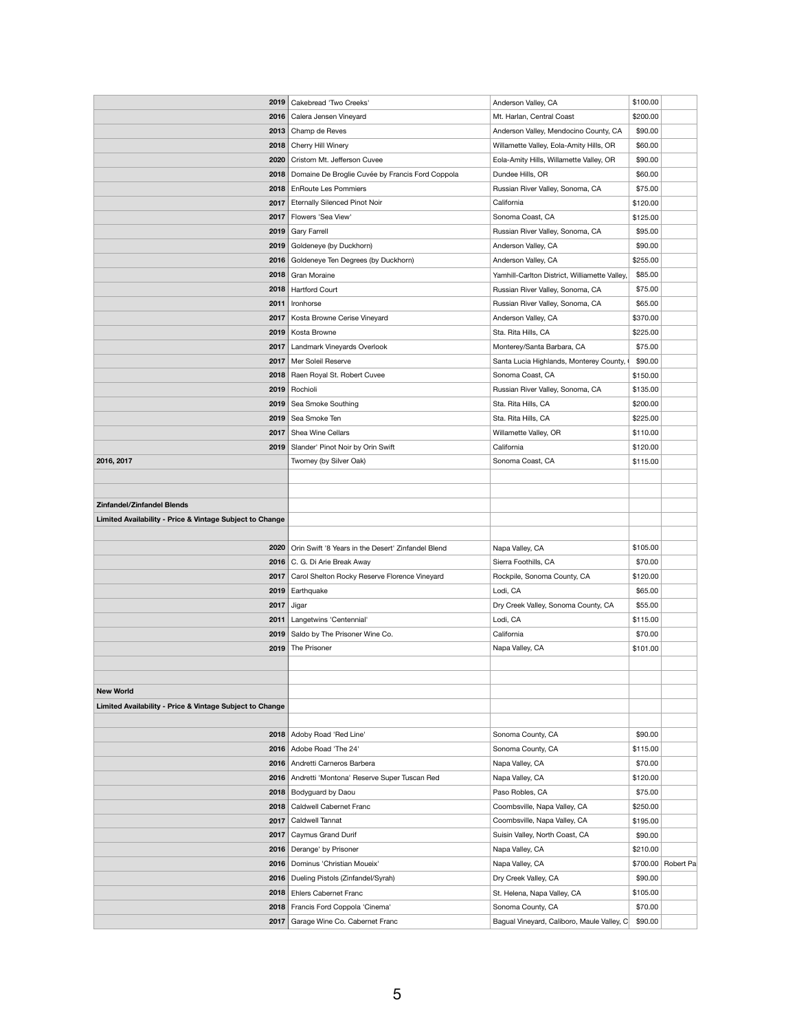| | | | | |
|---|---|---|---|---|
| 2019 | Cakebread 'Two Creeks' | Anderson Valley, CA | $100.00 | |
| 2016 | Calera Jensen Vineyard | Mt. Harlan, Central Coast | $200.00 | |
| 2013 | Champ de Reves | Anderson Valley, Mendocino County, CA | $90.00 | |
| 2018 | Cherry Hill Winery | Willamette Valley, Eola-Amity Hills, OR | $60.00 | |
| 2020 | Cristom Mt. Jefferson Cuvee | Eola-Amity Hills, Willamette Valley, OR | $90.00 | |
| 2018 | Domaine De Broglie Cuvée by Francis Ford Coppola | Dundee Hills, OR | $60.00 | |
| 2018 | EnRoute Les Pommiers | Russian River Valley, Sonoma, CA | $75.00 | |
| 2017 | Eternally Silenced Pinot Noir | California | $120.00 | |
| 2017 | Flowers 'Sea View' | Sonoma Coast, CA | $125.00 | |
| 2019 | Gary Farrell | Russian River Valley, Sonoma, CA | $95.00 | |
| 2019 | Goldeneye (by Duckhorn) | Anderson Valley, CA | $90.00 | |
| 2016 | Goldeneye Ten Degrees (by Duckhorn) | Anderson Valley, CA | $255.00 | |
| 2018 | Gran Moraine | Yamhill-Carlton District, Williamette Valley, | $85.00 | |
| 2018 | Hartford Court | Russian River Valley, Sonoma, CA | $75.00 | |
| 2011 | Ironhorse | Russian River Valley, Sonoma, CA | $65.00 | |
| 2017 | Kosta Browne Cerise Vineyard | Anderson Valley, CA | $370.00 | |
| 2019 | Kosta Browne | Sta. Rita Hills, CA | $225.00 | |
| 2017 | Landmark Vineyards Overlook | Monterey/Santa Barbara, CA | $75.00 | |
| 2017 | Mer Soleil Reserve | Santa Lucia Highlands, Monterey County, | $90.00 | |
| 2018 | Raen Royal St. Robert Cuvee | Sonoma Coast, CA | $150.00 | |
| 2019 | Rochioli | Russian River Valley, Sonoma, CA | $135.00 | |
| 2019 | Sea Smoke Southing | Sta. Rita Hills, CA | $200.00 | |
| 2019 | Sea Smoke Ten | Sta. Rita Hills, CA | $225.00 | |
| 2017 | Shea Wine Cellars | Willamette Valley, OR | $110.00 | |
| 2019 | Slander' Pinot Noir by Orin Swift | California | $120.00 | |
| 2016, 2017 | Twomey (by Silver Oak) | Sonoma Coast, CA | $115.00 | |
| | | | | |
| | | | | |
| **Zinfandel/Zinfandel Blends** | | | | |
| **Limited Availability - Price & Vintage Subject to Change** | | | | |
| | | | | |
| 2020 | Orin Swift '8 Years in the Desert' Zinfandel Blend | Napa Valley, CA | $105.00 | |
| 2016 | C. G. Di Arie Break Away | Sierra Foothills, CA | $70.00 | |
| 2017 | Carol Shelton Rocky Reserve Florence Vineyard | Rockpile, Sonoma County, CA | $120.00 | |
| 2019 | Earthquake | Lodi, CA | $65.00 | |
| 2017 | Jigar | Dry Creek Valley, Sonoma County, CA | $55.00 | |
| 2011 | Langetwins 'Centennial' | Lodi, CA | $115.00 | |
| 2019 | Saldo by The Prisoner Wine Co. | California | $70.00 | |
| 2019 | The Prisoner | Napa Valley, CA | $101.00 | |
| | | | | |
| | | | | |
| **New World** | | | | |
| **Limited Availability - Price & Vintage Subject to Change** | | | | |
| | | | | |
| 2018 | Adoby Road 'Red Line' | Sonoma County, CA | $90.00 | |
| 2016 | Adobe Road 'The 24' | Sonoma County, CA | $115.00 | |
| 2016 | Andretti Carneros Barbera | Napa Valley, CA | $70.00 | |
| 2016 | Andretti 'Montona' Reserve Super Tuscan Red | Napa Valley, CA | $120.00 | |
| 2018 | Bodyguard by Daou | Paso Robles, CA | $75.00 | |
| 2018 | Caldwell Cabernet Franc | Coombsville, Napa Valley, CA | $250.00 | |
| 2017 | Caldwell Tannat | Coombsville, Napa Valley, CA | $195.00 | |
| 2017 | Caymus Grand Durif | Suisin Valley, North Coast, CA | $90.00 | |
| 2016 | Derange' by Prisoner | Napa Valley, CA | $210.00 | |
| 2016 | Dominus 'Christian Moueix' | Napa Valley, CA | $700.00 | Robert Pa |
| 2016 | Dueling Pistols (Zinfandel/Syrah) | Dry Creek Valley, CA | $90.00 | |
| 2018 | Ehlers Cabernet Franc | St. Helena, Napa Valley, CA | $105.00 | |
| 2018 | Francis Ford Coppola 'Cinema' | Sonoma County, CA | $70.00 | |
| 2017 | Garage Wine Co. Cabernet Franc | Bagual Vineyard, Caliboro, Maule Valley, C | $90.00 | |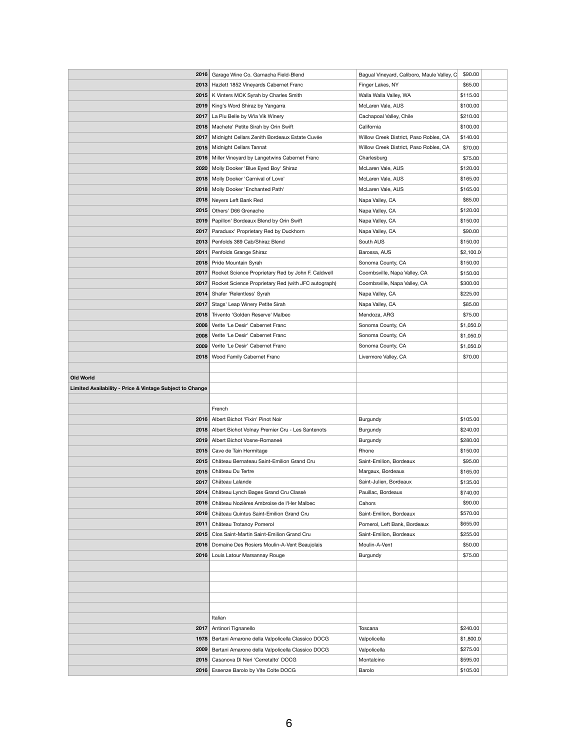| | | | | |
|---|---|---|---|---|
| **2016** | Garage Wine Co. Garnacha Field-Blend | Bagual Vineyard, Caliboro, Maule Valley, C | $90.00 | |
| **2013** | Hazlett 1852 Vineyards Cabernet Franc | Finger Lakes, NY | $65.00 | |
| **2015** | K Vinters MCK Syrah by Charles Smith | Walla Walla Valley, WA | $115.00 | |
| **2019** | King's Word Shiraz by Yangarra | McLaren Vale, AUS | $100.00 | |
| **2017** | La Piu Belle by Viña Vik Winery | Cachapoal Valley, Chile | $210.00 | |
| **2018** | Machete' Petite Sirah by Orin Swift | California | $100.00 | |
| **2017** | Midnight Cellars Zenith Bordeaux Estate Cuvée | Willow Creek District, Paso Robles, CA | $140.00 | |
| **2015** | Midnight Cellars Tannat | Willow Creek District, Paso Robles, CA | $70.00 | |
| **2016** | Miller Vineyard by Langetwins Cabernet Franc | Charlesburg | $75.00 | |
| **2020** | Molly Dooker 'Blue Eyed Boy' Shiraz | McLaren Vale, AUS | $120.00 | |
| **2018** | Molly Dooker 'Carnival of Love' | McLaren Vale, AUS | $165.00 | |
| **2018** | Molly Dooker 'Enchanted Path' | McLaren Vale, AUS | $165.00 | |
| **2018** | Neyers Left Bank Red | Napa Valley, CA | $85.00 | |
| **2015** | Others' D66 Grenache | Napa Valley, CA | $120.00 | |
| **2019** | Papillon' Bordeaux Blend by Orin Swift | Napa Valley, CA | $150.00 | |
| **2017** | Paraduxx' Proprietary Red by Duckhorn | Napa Valley, CA | $90.00 | |
| **2013** | Penfolds 389 Cab/Shiraz Blend | South AUS | $150.00 | |
| **2011** | Penfolds Grange Shiraz | Barossa, AUS | $2,100.0 | |
| **2018** | Pride Mountain Syrah | Sonoma County, CA | $150.00 | |
| **2017** | Rocket Science Proprietary Red by John F. Caldwell | Coombsville, Napa Valley, CA | $150.00 | |
| **2017** | Rocket Science Proprietary Red (with JFC autograph) | Coombsville, Napa Valley, CA | $300.00 | |
| **2014** | Shafer 'Relentless' Syrah | Napa Valley, CA | $225.00 | |
| **2017** | Stags' Leap Winery Petite Sirah | Napa Valley, CA | $85.00 | |
| **2018** | Trivento 'Golden Reserve' Malbec | Mendoza, ARG | $75.00 | |
| **2006** | Verite 'Le Desir' Cabernet Franc | Sonoma County, CA | $1,050.0 | |
| **2008** | Verite 'Le Desir' Cabernet Franc | Sonoma County, CA | $1,050.0 | |
| **2009** | Verite 'Le Desir' Cabernet Franc | Sonoma County, CA | $1,050.0 | |
| **2018** | Wood Family Cabernet Franc | Livermore Valley, CA | $70.00 | |
| | | | | |
| **Old World** | | | | |
| **Limited Availability - Price & Vintage Subject to Change** | | | | |
| | | | | |
| | French | | | |
| **2016** | Albert Bichot 'Fixin' Pinot Noir | Burgundy | $105.00 | |
| **2018** | Albert Bichot Volnay Premier Cru - Les Santenots | Burgundy | $240.00 | |
| **2019** | Albert Bichot Vosne-Romaneé | Burgundy | $280.00 | |
| **2015** | Cave de Tain Hermitage | Rhone | $150.00 | |
| **2015** | Château Bernateau Saint-Emilion Grand Cru | Saint-Emilion, Bordeaux | $95.00 | |
| **2015** | Château Du Tertre | Margaux, Bordeaux | $165.00 | |
| **2017** | Château Lalande | Saint-Julien, Bordeaux | $135.00 | |
| **2014** | Château Lynch Bages Grand Cru Classé | Pauillac, Bordeaux | $740.00 | |
| **2016** | Château Nozières Ambroise de l'Her Malbec | Cahors | $90.00 | |
| **2016** | Château Quintus Saint-Emilion Grand Cru | Saint-Emilion, Bordeaux | $570.00 | |
| **2011** | Château Trotanoy Pomerol | Pomerol, Left Bank, Bordeaux | $655.00 | |
| **2015** | Clos Saint-Martin Saint-Emilion Grand Cru | Saint-Emilion, Bordeaux | $255.00 | |
| **2016** | Domaine Des Rosiers Moulin-A-Vent Beaujolais | Moulin-A-Vent | $50.00 | |
| **2016** | Louis Latour Marsannay Rouge | Burgundy | $75.00 | |
| | | | | |
| | | | | |
| | | | | |
| | | | | |
| | | | | |
| | Italian | | | |
| **2017** | Antinori Tignanello | Toscana | $240.00 | |
| **1978** | Bertani Amarone della Valpolicella Classico DOCG | Valpolicella | $1,800.0 | |
| **2009** | Bertani Amarone della Valpolicella Classico DOCG | Valpolicella | $275.00 | |
| **2015** | Casanova Di Neri 'Cerretalto' DOCG | Montalcino | $595.00 | |
| **2016** | Essenze Barolo by Vite Colte DOCG | Barolo | $105.00 | |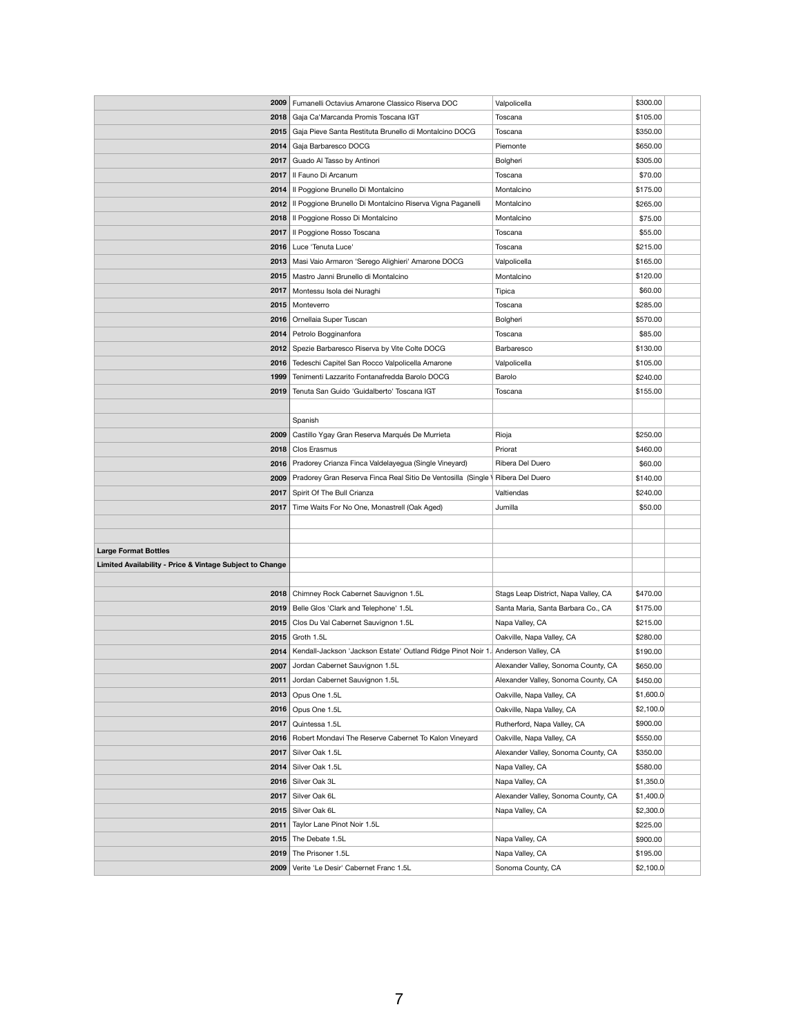| | | | | |
|---|---|---|---|---|
| 2009 | Fumanelli Octavius Amarone Classico Riserva DOC | Valpolicella | $300.00 | |
| 2018 | Gaja Ca'Marcanda Promis Toscana IGT | Toscana | $105.00 | |
| 2015 | Gaja Pieve Santa Restituta Brunello di Montalcino DOCG | Toscana | $350.00 | |
| 2014 | Gaja Barbaresco DOCG | Piemonte | $650.00 | |
| 2017 | Guado Al Tasso by Antinori | Bolgheri | $305.00 | |
| 2017 | Il Fauno Di Arcanum | Toscana | $70.00 | |
| 2014 | Il Poggione Brunello Di Montalcino | Montalcino | $175.00 | |
| 2012 | Il Poggione Brunello Di Montalcino Riserva Vigna Paganelli | Montalcino | $265.00 | |
| 2018 | Il Poggione Rosso Di Montalcino | Montalcino | $75.00 | |
| 2017 | Il Poggione Rosso Toscana | Toscana | $55.00 | |
| 2016 | Luce 'Tenuta Luce' | Toscana | $215.00 | |
| 2013 | Masi Vaio Armaron 'Serego Alighieri' Amarone DOCG | Valpolicella | $165.00 | |
| 2015 | Mastro Janni Brunello di Montalcino | Montalcino | $120.00 | |
| 2017 | Montessu Isola dei Nuraghi | Tipica | $60.00 | |
| 2015 | Monteverro | Toscana | $285.00 | |
| 2016 | Ornellaia Super Tuscan | Bolgheri | $570.00 | |
| 2014 | Petrolo Bogginanfora | Toscana | $85.00 | |
| 2012 | Spezie Barbaresco Riserva by Vite Colte DOCG | Barbaresco | $130.00 | |
| 2016 | Tedeschi Capitel San Rocco Valpolicella Amarone | Valpolicella | $105.00 | |
| 1999 | Tenimenti Lazzarito Fontanafredda Barolo DOCG | Barolo | $240.00 | |
| 2019 | Tenuta San Guido 'Guidalberto' Toscana IGT | Toscana | $155.00 | |
| | | | | |
| | Spanish | | | |
| 2009 | Castillo Ygay Gran Reserva Marqués De Murrieta | Rioja | $250.00 | |
| 2018 | Clos Erasmus | Priorat | $460.00 | |
| 2016 | Pradorey Crianza Finca Valdelayegua (Single Vineyard) | Ribera Del Duero | $60.00 | |
| 2009 | Pradorey Gran Reserva Finca Real Sitio De Ventosilla (Single V | Ribera Del Duero | $140.00 | |
| 2017 | Spirit Of The Bull Crianza | Valtiendas | $240.00 | |
| 2017 | Time Waits For No One, Monastrell (Oak Aged) | Jumilla | $50.00 | |
| | | | | |
| | | | | |
| **Large Format Bottles** | | | | |
| **Limited Availability - Price & Vintage Subject to Change** | | | | |
| | | | | |
| 2018 | Chimney Rock Cabernet Sauvignon 1.5L | Stags Leap District, Napa Valley, CA | $470.00 | |
| 2019 | Belle Glos 'Clark and Telephone' 1.5L | Santa Maria, Santa Barbara Co., CA | $175.00 | |
| 2015 | Clos Du Val Cabernet Sauvignon 1.5L | Napa Valley, CA | $215.00 | |
| 2015 | Groth 1.5L | Oakville, Napa Valley, CA | $280.00 | |
| 2014 | Kendall-Jackson 'Jackson Estate' Outland Ridge Pinot Noir 1. | Anderson Valley, CA | $190.00 | |
| 2007 | Jordan Cabernet Sauvignon 1.5L | Alexander Valley, Sonoma County, CA | $650.00 | |
| 2011 | Jordan Cabernet Sauvignon 1.5L | Alexander Valley, Sonoma County, CA | $450.00 | |
| 2013 | Opus One 1.5L | Oakville, Napa Valley, CA | $1,600.0 | |
| 2016 | Opus One 1.5L | Oakville, Napa Valley, CA | $2,100.0 | |
| 2017 | Quintessa 1.5L | Rutherford, Napa Valley, CA | $900.00 | |
| 2016 | Robert Mondavi The Reserve Cabernet To Kalon Vineyard | Oakville, Napa Valley, CA | $550.00 | |
| 2017 | Silver Oak 1.5L | Alexander Valley, Sonoma County, CA | $350.00 | |
| 2014 | Silver Oak 1.5L | Napa Valley, CA | $580.00 | |
| 2016 | Silver Oak 3L | Napa Valley, CA | $1,350.0 | |
| 2017 | Silver Oak 6L | Alexander Valley, Sonoma County, CA | $1,400.0 | |
| 2015 | Silver Oak 6L | Napa Valley, CA | $2,300.0 | |
| 2011 | Taylor Lane Pinot Noir 1.5L | | $225.00 | |
| 2015 | The Debate 1.5L | Napa Valley, CA | $900.00 | |
| 2019 | The Prisoner 1.5L | Napa Valley, CA | $195.00 | |
| 2009 | Verite 'Le Desir' Cabernet Franc 1.5L | Sonoma County, CA | $2,100.0 | |